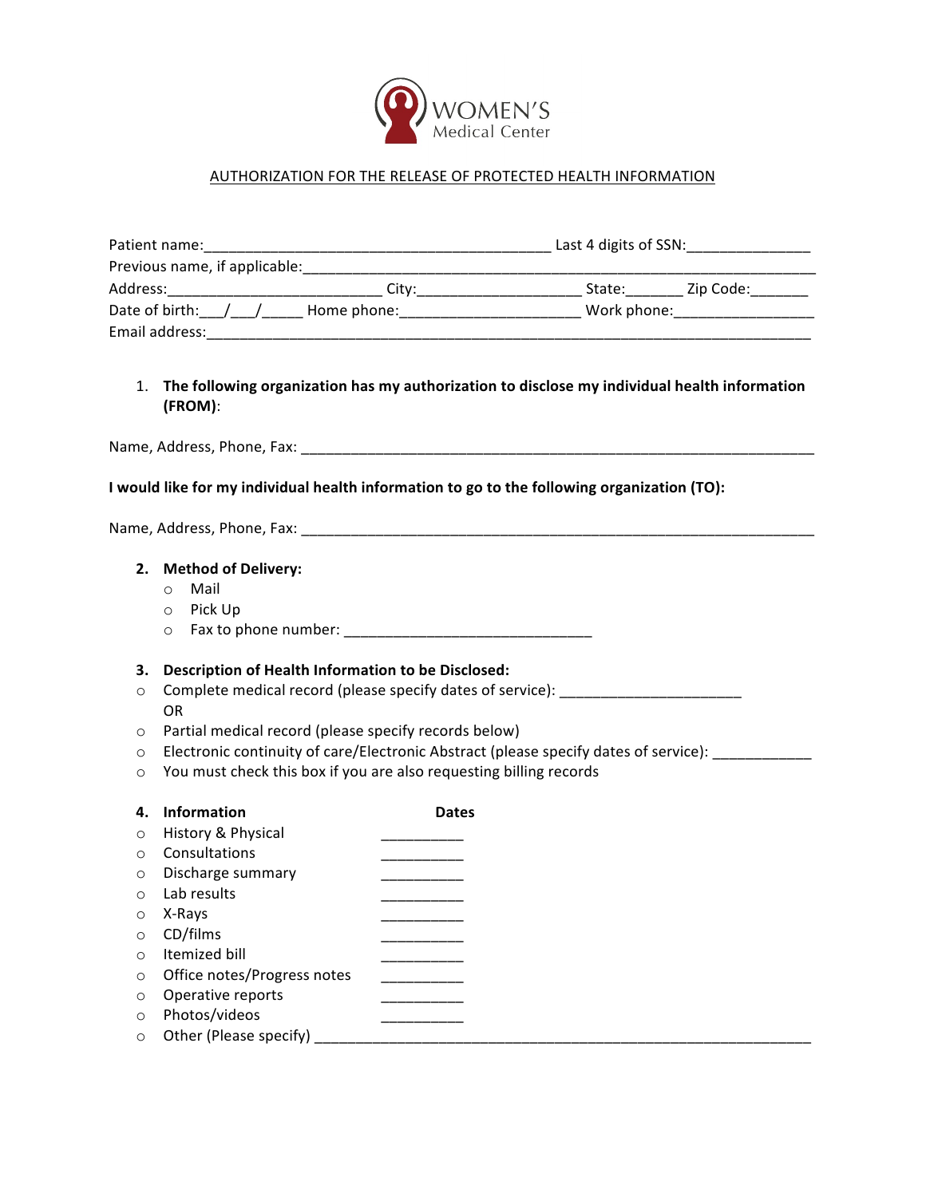WOMEN'S
Medical Center

## AUTHORIZATION FOR THE RELEASE OF PROTECTED HEALTH INFORMATION

Patient name:___________________________________________ Last 4 digits of SSN:_______________
Previous name, if applicable:__________________________________________________________________
Address:___________________________ City:____________________ State:_______ Zip Code:_______
Date of birth:___/___/_____ Home phone:______________________ Work phone:_________________
Email address:____________________________________________________________________________

1. **The following organization has my authorization to disclose my individual health information (FROM)**:

Name, Address, Phone, Fax: _________________________________________________________________

**I would like for my individual health information to go to the following organization (TO):**

Name, Address, Phone, Fax: _________________________________________________________________

2. **Method of Delivery:**
   - ○ Mail
   - ○ Pick Up
   - ○ Fax to phone number: ______________________________

3. **Description of Health Information to be Disclosed:**

- ○ Complete medical record (please specify dates of service): ______________________
  OR
- ○ Partial medical record (please specify records below)
- ○ Electronic continuity of care/Electronic Abstract (please specify dates of service): ____________
- ○ You must check this box if you are also requesting billing records

| 4. **Information** | **Dates** |
|---|---|
| ○ History & Physical | __________ |
| ○ Consultations | __________ |
| ○ Discharge summary | __________ |
| ○ Lab results | __________ |
| ○ X-Rays | __________ |
| ○ CD/films | __________ |
| ○ Itemized bill | __________ |
| ○ Office notes/Progress notes | __________ |
| ○ Operative reports | __________ |
| ○ Photos/videos | __________ |

- ○ Other (Please specify) _______________________________________________________________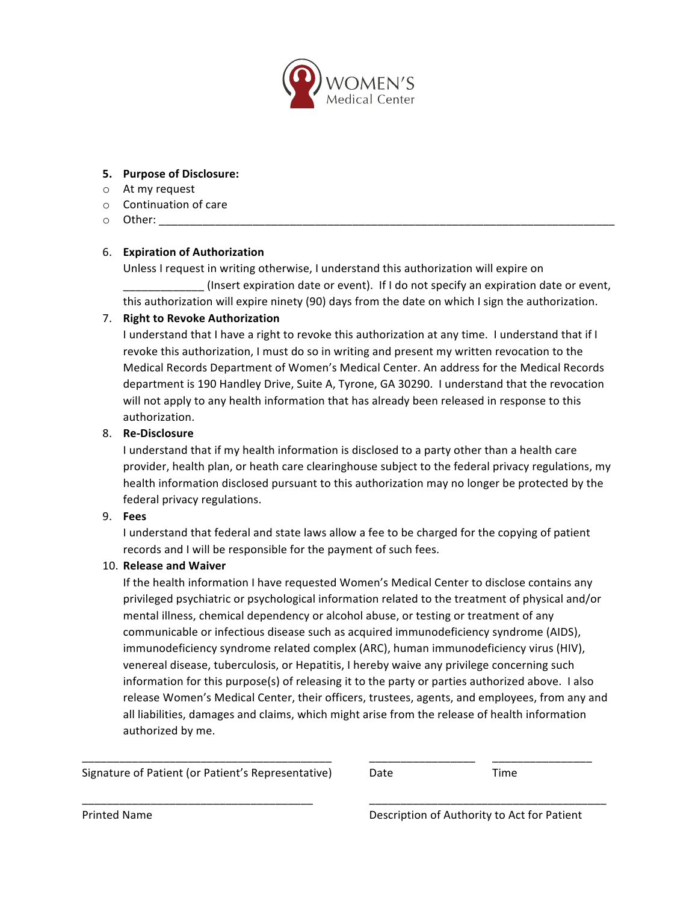WOMEN'S Medical Center

5. **Purpose of Disclosure:**
   - At my request
   - Continuation of care
   - Other: ___________________________________________________________________________

6. **Expiration of Authorization**
   Unless I request in writing otherwise, I understand this authorization will expire on _____________ (Insert expiration date or event). If I do not specify an expiration date or event, this authorization will expire ninety (90) days from the date on which I sign the authorization.

7. **Right to Revoke Authorization**
   I understand that I have a right to revoke this authorization at any time. I understand that if I revoke this authorization, I must do so in writing and present my written revocation to the Medical Records Department of Women's Medical Center. An address for the Medical Records department is 190 Handley Drive, Suite A, Tyrone, GA 30290. I understand that the revocation will not apply to any health information that has already been released in response to this authorization.

8. **Re-Disclosure**
   I understand that if my health information is disclosed to a party other than a health care provider, health plan, or heath care clearinghouse subject to the federal privacy regulations, my health information disclosed pursuant to this authorization may no longer be protected by the federal privacy regulations.

9. **Fees**
   I understand that federal and state laws allow a fee to be charged for the copying of patient records and I will be responsible for the payment of such fees.

10. **Release and Waiver**
    If the health information I have requested Women's Medical Center to disclose contains any privileged psychiatric or psychological information related to the treatment of physical and/or mental illness, chemical dependency or alcohol abuse, or testing or treatment of any communicable or infectious disease such as acquired immunodeficiency syndrome (AIDS), immunodeficiency syndrome related complex (ARC), human immunodeficiency virus (HIV), venereal disease, tuberculosis, or Hepatitis, I hereby waive any privilege concerning such information for this purpose(s) of releasing it to the party or parties authorized above. I also release Women's Medical Center, their officers, trustees, agents, and employees, from any and all liabilities, damages and claims, which might arise from the release of health information authorized by me.

_________________________________________ _________________ ________________
Signature of Patient (or Patient's Representative) Date Time

______________________________________ ________________________________________
Printed Name Description of Authority to Act for Patient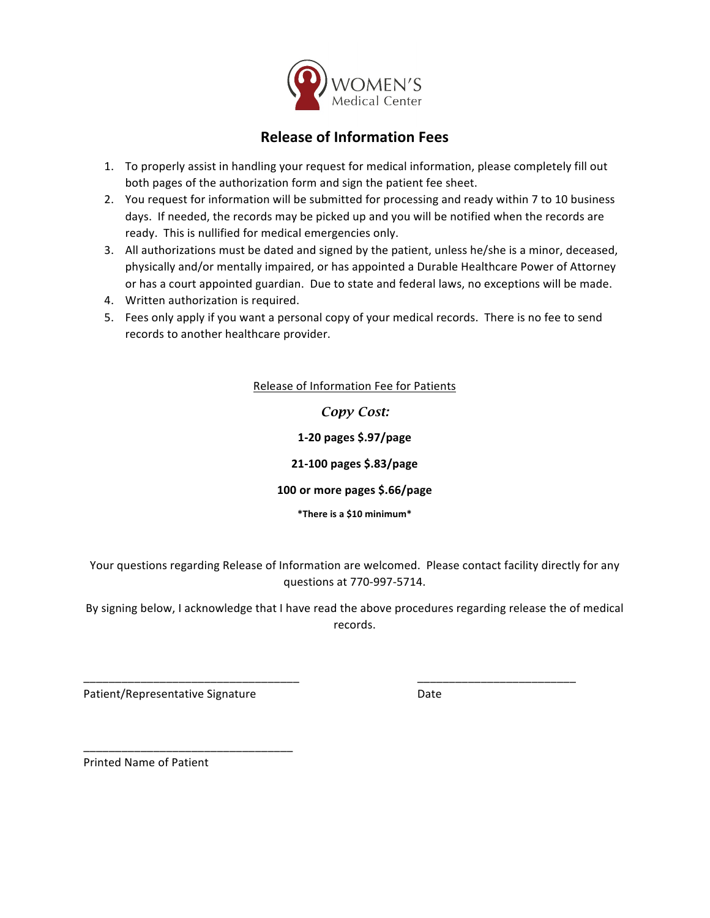WOMEN'S
Medical Center

## Release of Information Fees

1. To properly assist in handling your request for medical information, please completely fill out both pages of the authorization form and sign the patient fee sheet.
2. You request for information will be submitted for processing and ready within 7 to 10 business days. If needed, the records may be picked up and you will be notified when the records are ready. This is nullified for medical emergencies only.
3. All authorizations must be dated and signed by the patient, unless he/she is a minor, deceased, physically and/or mentally impaired, or has appointed a Durable Healthcare Power of Attorney or has a court appointed guardian. Due to state and federal laws, no exceptions will be made.
4. Written authorization is required.
5. Fees only apply if you want a personal copy of your medical records. There is no fee to send records to another healthcare provider.

Release of Information Fee for Patients

*Copy Cost:*

**1-20 pages $.97/page**

**21-100 pages $.83/page**

**100 or more pages $.66/page**

**\*There is a $10 minimum\***

Your questions regarding Release of Information are welcomed. Please contact facility directly for any questions at 770-997-5714.

By signing below, I acknowledge that I have read the above procedures regarding release the of medical records.

_________________________________ _________________________

Patient/Representative Signature Date

_________________________________

Printed Name of Patient